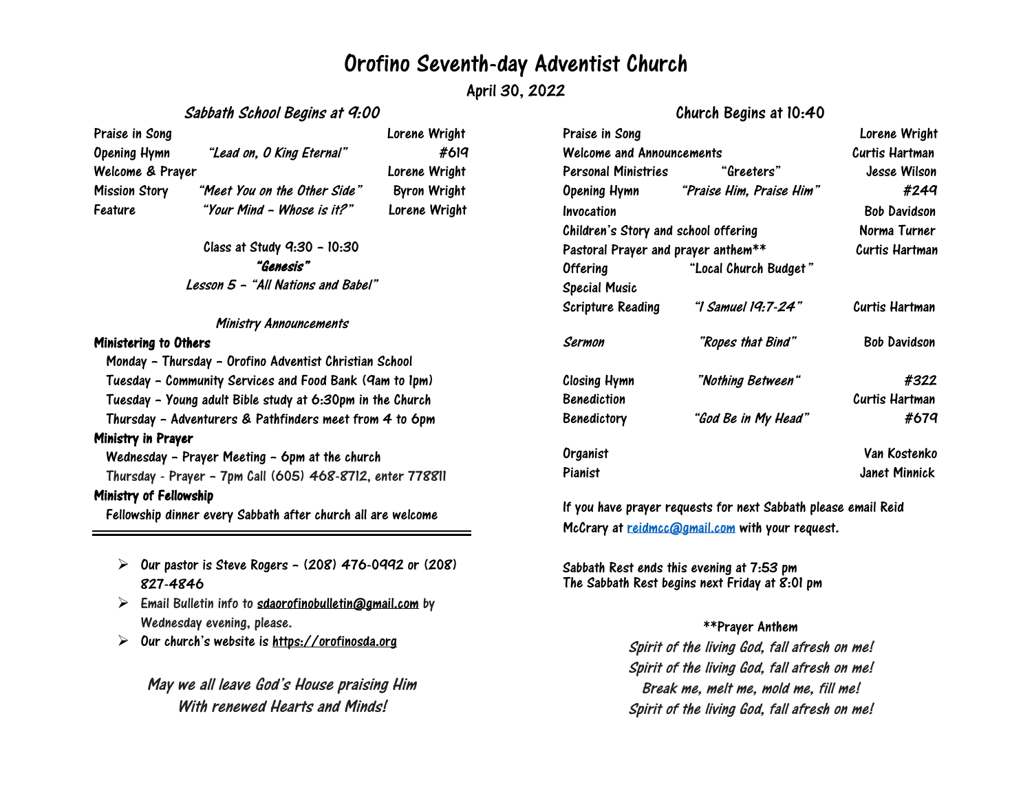# Orofino Seventh-day Adventist Church

April 30, 2022

## *Sabbath School Begins at 9:00*

| | | |
|---|---|---|
| Praise in Song | | Lorene Wright |
| Opening Hymn | *"Lead on, O King Eternal"* | *#619* |
| Welcome & Prayer | | Lorene Wright |
| Mission Story | *"Meet You on the Other Side"* | Byron Wright |
| Feature | *"Your Mind – Whose is it?"* | Lorene Wright |

Class at Study 9:30 – 10:30

***"Genesis"***

*Lesson 5 – "All Nations and Babel"*

*Ministry Announcements*

**Ministering to Others**

Monday – Thursday – Orofino Adventist Christian School
Tuesday – Community Services and Food Bank (9am to 1pm)
Tuesday – Young adult Bible study at 6:30pm in the Church
Thursday – Adventurers & Pathfinders meet from 4 to 6pm

**Ministry in Prayer**

Wednesday – Prayer Meeting – 6pm at the church
Thursday - Prayer – 7pm Call (605) 468-8712, enter 778811

**Ministry of Fellowship**

Fellowship dinner every Sabbath after church all are welcome

---

- Our pastor is Steve Rogers – (208) 476-0992 or (208) 827-4846
- Email Bulletin info to sdaorofinobulletin@gmail.com by Wednesday evening, please.
- Our church's website is https://orofinosda.org

*May we all leave God's House praising Him*
*With renewed Hearts and Minds!*

## Church Begins at 10:40

| | | |
|---|---|---|
| Praise in Song | | Lorene Wright |
| Welcome and Announcements | | Curtis Hartman |
| Personal Ministries | "Greeters" | Jesse Wilson |
| Opening Hymn | *"Praise Him, Praise Him"* | *#249* |
| Invocation | | Bob Davidson |
| Children's Story and school offering | | Norma Turner |
| Pastoral Prayer and prayer anthem** | | Curtis Hartman |
| Offering | "Local Church Budget" | |
| Special Music | | |
| Scripture Reading | *"1 Samuel 19:7-24"* | Curtis Hartman |
| *Sermon* | *"Ropes that Bind"* | Bob Davidson |
| Closing Hymn | *"Nothing Between"* | *#322* |
| Benediction | | Curtis Hartman |
| Benedictory | *"God Be in My Head"* | *#679* |
| Organist | | Van Kostenko |
| Pianist | | Janet Minnick |

If you have prayer requests for next Sabbath please email Reid McCrary at reidmcc@gmail.com with your request.

Sabbath Rest ends this evening at 7:53 pm
The Sabbath Rest begins next Friday at 8:01 pm

**Prayer Anthem

*Spirit of the living God, fall afresh on me!*
*Spirit of the living God, fall afresh on me!*
*Break me, melt me, mold me, fill me!*
*Spirit of the living God, fall afresh on me!*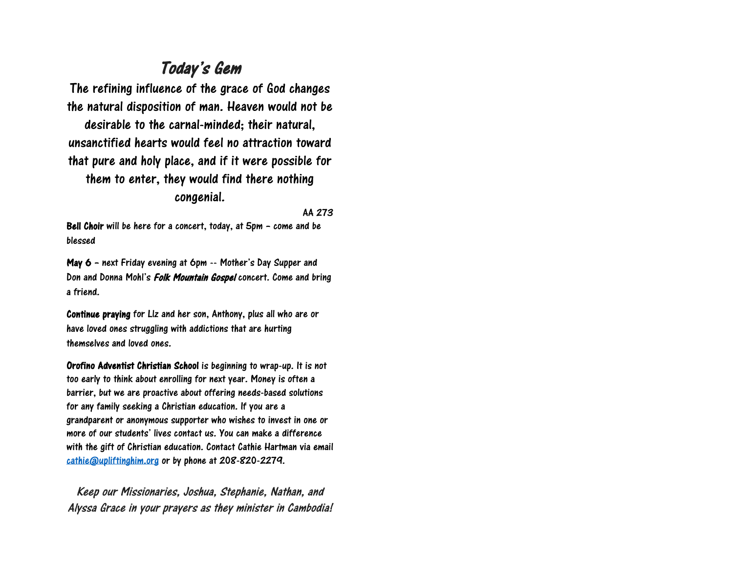# *Today's Gem*

**The refining influence of the grace of God changes the natural disposition of man. Heaven would not be desirable to the carnal-minded; their natural, unsanctified hearts would feel no attraction toward that pure and holy place, and if it were possible for them to enter, they would find there nothing congenial.**

**AA 273**

**Bell Choir** will be here for a concert, today, at 5pm – come and be blessed

**May 6** – next Friday evening at 6pm -- Mother's Day Supper and Don and Donna Mohl's ***Folk Mountain Gospel*** concert. Come and bring a friend.

**Continue praying** for LIz and her son, Anthony, plus all who are or have loved ones struggling with addictions that are hurting themselves and loved ones.

**Orofino Adventist Christian School** is beginning to wrap-up. It is not too early to think about enrolling for next year. Money is often a barrier, but we are proactive about offering needs-based solutions for any family seeking a Christian education. If you are a grandparent or anonymous supporter who wishes to invest in one or more of our students' lives contact us. You can make a difference with the gift of Christian education. Contact Cathie Hartman via email cathie@upliftinghim.org or by phone at 208-820-2279.

*Keep our Missionaries, Joshua, Stephanie, Nathan, and Alyssa Grace in your prayers as they minister in Cambodia!*